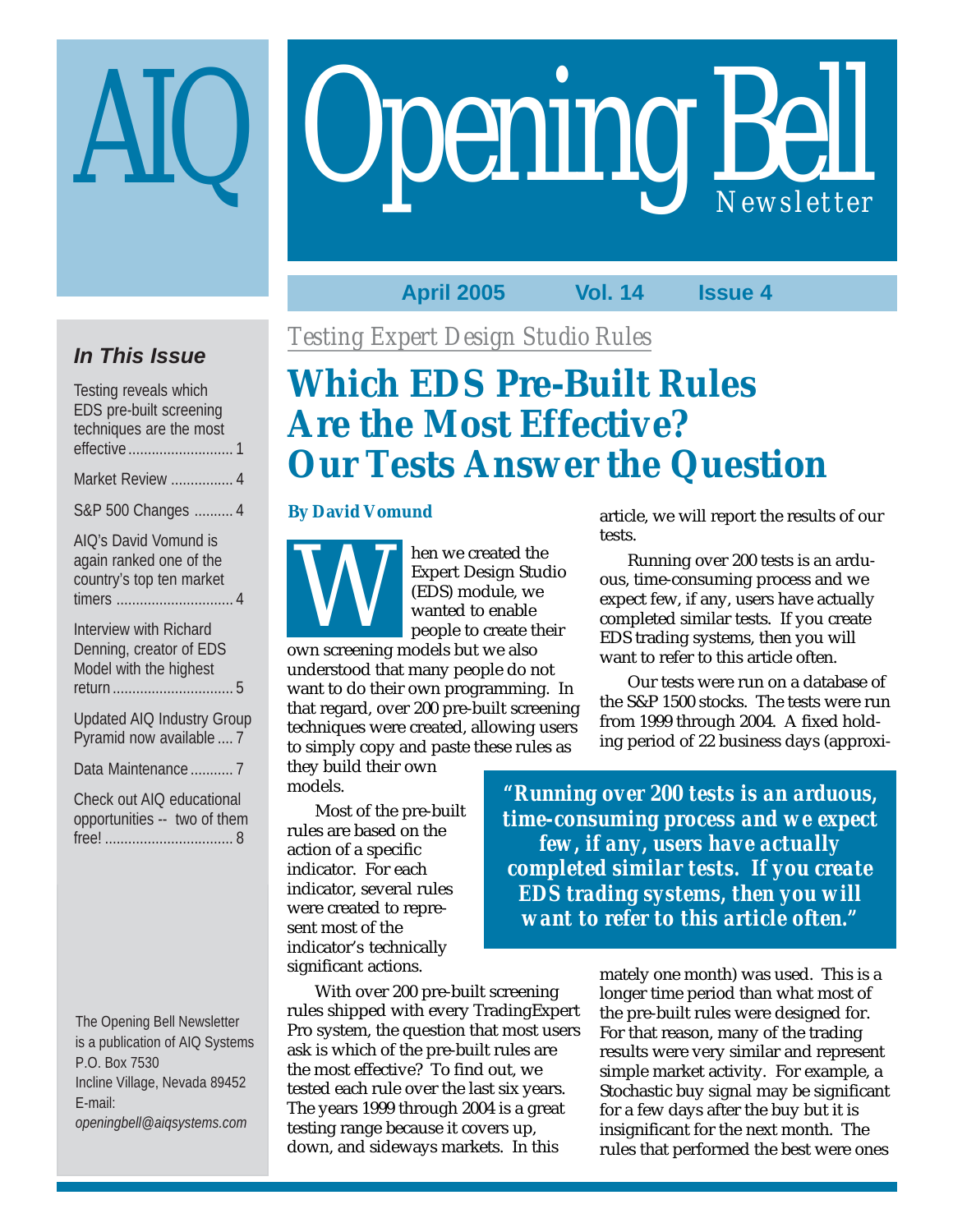# AIQ Opening Bell Newsletter

April 2005 Vol. 14 Issue 4

### In This Issue

- Testing reveals which EDS pre-built screening techniques are the most effective ........ 1
- Market Review ........ 4
- S&P 500 Changes ........ 4
- AIQ's David Vomund is again ranked one of the country's top ten market timers ........ 4
- Interview with Richard Denning, creator of EDS Model with the highest return ........ 5
- Updated AIQ Industry Group Pyramid now available ........ 7
- Data Maintenance ........ 7
- Check out AIQ educational opportunities -- two of them free! ........ 8

The Opening Bell Newsletter is a publication of AIQ Systems
P.O. Box 7530
Incline Village, Nevada 89452
E-mail: *openingbell@aiqsystems.com*

*Testing Expert Design Studio Rules*

# Which EDS Pre-Built Rules Are the Most Effective? Our Tests Answer the Question

**By David Vomund**

When we created the Expert Design Studio (EDS) module, we wanted to enable people to create their own screening models but we also understood that many people do not want to do their own programming. In that regard, over 200 pre-built screening techniques were created, allowing users to simply copy and paste these rules as they build their own models.

Most of the pre-built rules are based on the action of a specific indicator. For each indicator, several rules were created to represent most of the indicator's technically significant actions.

With over 200 pre-built screening rules shipped with every TradingExpert Pro system, the question that most users ask is which of the pre-built rules are the most effective? To find out, we tested each rule over the last six years. The years 1999 through 2004 is a great testing range because it covers up, down, and sideways markets. In this article, we will report the results of our tests.

Running over 200 tests is an arduous, time-consuming process and we expect few, if any, users have actually completed similar tests. If you create EDS trading systems, then you will want to refer to this article often.

> *"Running over 200 tests is an arduous, time-consuming process and we expect few, if any, users have actually completed similar tests. If you create EDS trading systems, then you will want to refer to this article often."*

Our tests were run on a database of the S&P 1500 stocks. The tests were run from 1999 through 2004. A fixed holding period of 22 business days (approximately one month) was used. This is a longer time period than what most of the pre-built rules were designed for. For that reason, many of the trading results were very similar and represent simple market activity. For example, a Stochastic buy signal may be significant for a few days after the buy but it is insignificant for the next month. The rules that performed the best were ones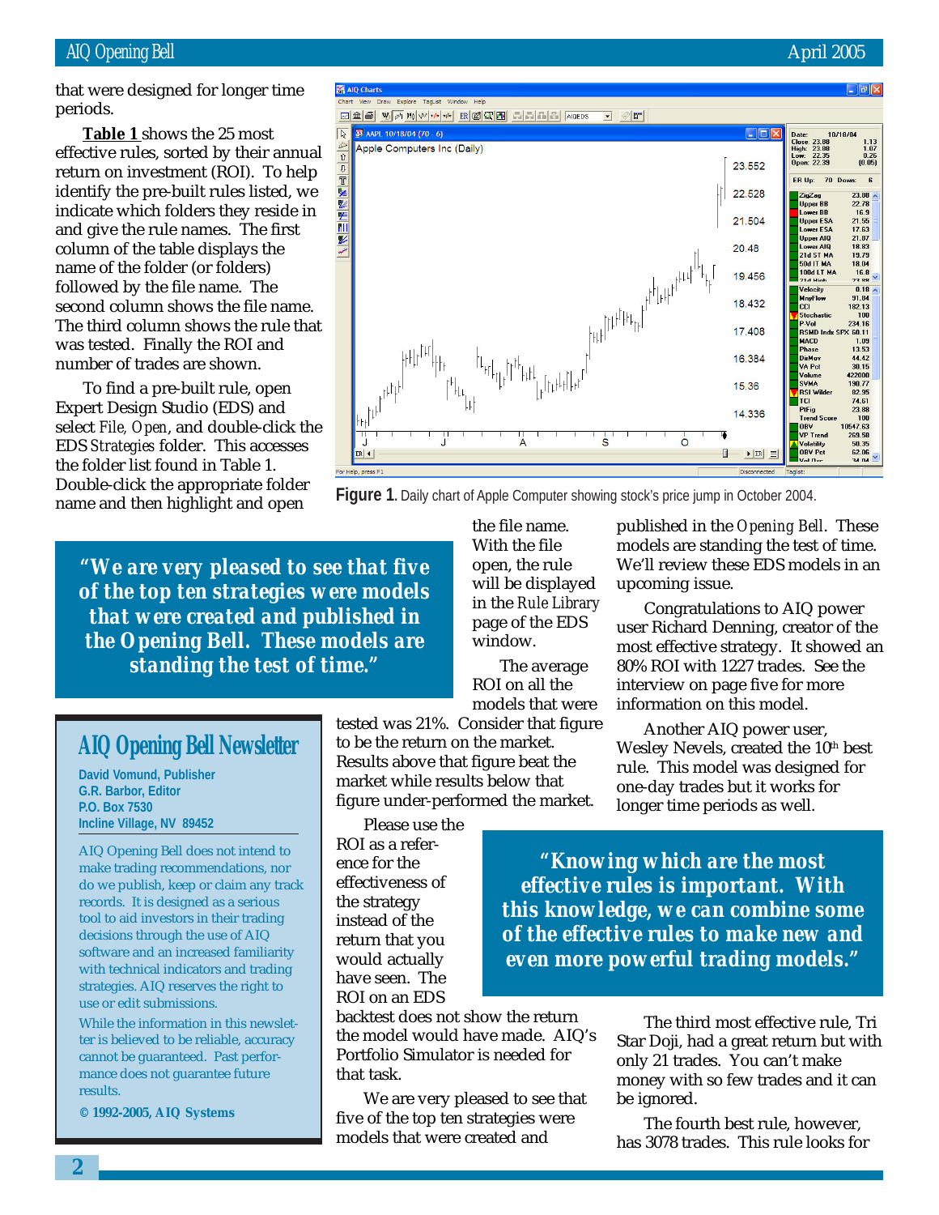that were designed for longer time periods.

Table 1 shows the 25 most effective rules, sorted by their annual return on investment (ROI). To help identify the pre-built rules listed, we indicate which folders they reside in and give the rule names. The first column of the table displays the name of the folder (or folders) followed by the file name. The second column shows the file name. The third column shows the rule that was tested. Finally the ROI and number of trades are shown.

To find a pre-built rule, open Expert Design Studio (EDS) and select *File*, *Open*, and double-click the EDS *Strategies* folder. This accesses the folder list found in Table 1. Double-click the appropriate folder name and then highlight and open the file name. With the file open, the rule will be displayed in the *Rule Library* page of the EDS window.

**Figure 1**. Daily chart of Apple Computer showing stock's price jump in October 2004.

> ***"We are very pleased to see that five of the top ten strategies were models that were created and published in the Opening Bell. These models are standing the test of time."***

The average ROI on all the models that were tested was 21%. Consider that figure to be the return on the market. Results above that figure beat the market while results below that figure under-performed the market.

Please use the ROI as a reference for the effectiveness of the strategy instead of the return that you would actually have seen. The ROI on an EDS backtest does not show the return the model would have made. AIQ's Portfolio Simulator is needed for that task.

We are very pleased to see that five of the top ten strategies were models that were created and published in the *Opening Bell*. These models are standing the test of time. We'll review these EDS models in an upcoming issue.

Congratulations to AIQ power user Richard Denning, creator of the most effective strategy. It showed an 80% ROI with 1227 trades. See the interview on page five for more information on this model.

Another AIQ power user, Wesley Nevels, created the 10th best rule. This model was designed for one-day trades but it works for longer time periods as well.

> ***"Knowing which are the most effective rules is important. With this knowledge, we can combine some of the effective rules to make new and even more powerful trading models."***

The third most effective rule, Tri Star Doji, had a great return but with only 21 trades. You can't make money with so few trades and it can be ignored.

The fourth best rule, however, has 3078 trades. This rule looks for

---

## AIQ Opening Bell Newsletter

**David Vomund, Publisher**
**G.R. Barbor, Editor**
**P.O. Box 7530**
**Incline Village, NV 89452**

AIQ Opening Bell does not intend to make trading recommendations, nor do we publish, keep or claim any track records. It is designed as a serious tool to aid investors in their trading decisions through the use of AIQ software and an increased familiarity with technical indicators and trading strategies. AIQ reserves the right to use or edit submissions.

While the information in this newsletter is believed to be reliable, accuracy cannot be guaranteed. Past performance does not guarantee future results.

**© 1992-2005, AIQ Systems**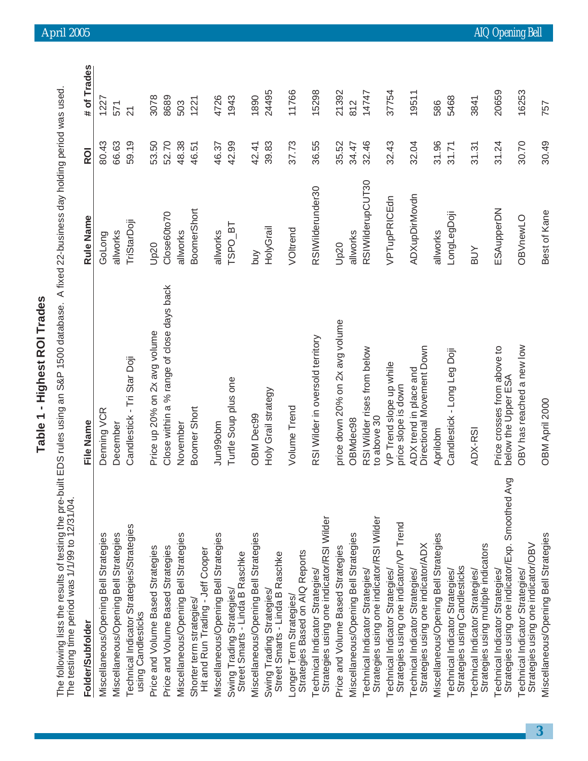# Table 1 - Highest ROI Trades

The following lists the results of testing the pre-built EDS rules using an S&P 1500 database. A fixed 22-business day holding period was used. The testing time period was 1/1/99 to 12/31/04.

| Folder/Subfolder | File Name | Rule Name | ROI | # of Trades |
|---|---|---|---|---|
| Miscellaneous/Opening Bell Strategies | Denning VCR | GoLong | 80.43 | 1227 |
| Miscellaneous/Opening Bell Strategies | December | allworks | 66.63 | 571 |
| Technical Indicator Strategies/Strategies using Candlesticks | Candlestick - Tri Star Doji | TriStarDoji | 59.19 | 21 |
| Price and Volume Based Strategies | Price up 20% on 2x avg volume | Up20 | 53.50 | 3078 |
| Price and Volume Based Strategies | Close within a % range of close days back | Close60to70 | 52.70 | 8689 |
| Miscellaneous/Opening Bell Strategies | November | allworks | 48.38 | 503 |
| Shorter term strategies/ Hit and Run Trading - Jeff Cooper | Boomer Short | BoomerShort | 46.51 | 1221 |
| Miscellaneous/Opening Bell Strategies | Jun99obm | allworks | 46.37 | 4726 |
| Swing Trading Strategies/ Street Smarts - Linda B Raschke | Turtle Soup plus one | TSPO_BT | 42.99 | 1943 |
| Miscellaneous/Opening Bell Strategies | OBM Dec99 | buy | 42.41 | 1890 |
| Swing Trading Strategies/ Street Smarts - Linda B Raschke | Holy Grail strategy | HolyGrail | 39.83 | 24495 |
| Longer Term Strategies/ Strategies Based on AIQ Reports | Volume Trend | VOltrend | 37.73 | 11766 |
| Technical Indicator Strategies/ Strategies using one indicator/RSI Wilder | RSI Wilder in oversold territory | RSIWilderunder30 | 36.55 | 15298 |
| Price and Volume Based Strategies | price down 20% on 2x avg volume | Up20 | 35.52 | 21392 |
| Miscellaneous/Opening Bell Strategies | OBMdec98 | allworks | 34.47 | 812 |
| Technical Indicator Strategies/ Strategies using one indicator/RSI Wilder | RSI Wilder rises from below to above 30 | RSIWilderupCUT30 | 32.46 | 14747 |
| Technical Indicator Strategies/ Strategies using one indicator/VP Trend | VP Trend slope up while price slope is down | VPTupPRICEDn | 32.43 | 37754 |
| Technical Indicator Strategies/ Strategies using one indicator/ADX | ADX trend in place and Directional Movement Down | ADXupDirMovdn | 32.04 | 19511 |
| Miscellaneous/Opening Bell Strategies | Aprilobm | allworks | 31.96 | 586 |
| Technical Indicator Strategies/ Strategies using Candlesticks | Candlestick - Long Leg Doji | LongLegDoji | 31.71 | 5468 |
| Technical Indicator Strategies/ Strategies using multiple indicators | ADX-RSI | BUY | 31.31 | 3841 |
| Technical Indicator Strategies/ Strategies using one indicator/Exp. Smoothed Avg | Price crosses from above to below the Upper ESA | ESAupperDN | 31.24 | 20659 |
| Technical Indicator Strategies/ Strategies using one indicator/OBV | OBV has reached a new low | OBVnewLO | 30.70 | 16253 |
| Miscellaneous/Opening Bell Strategies | OBM April 2000 | Best of Kane | 30.49 | 757 |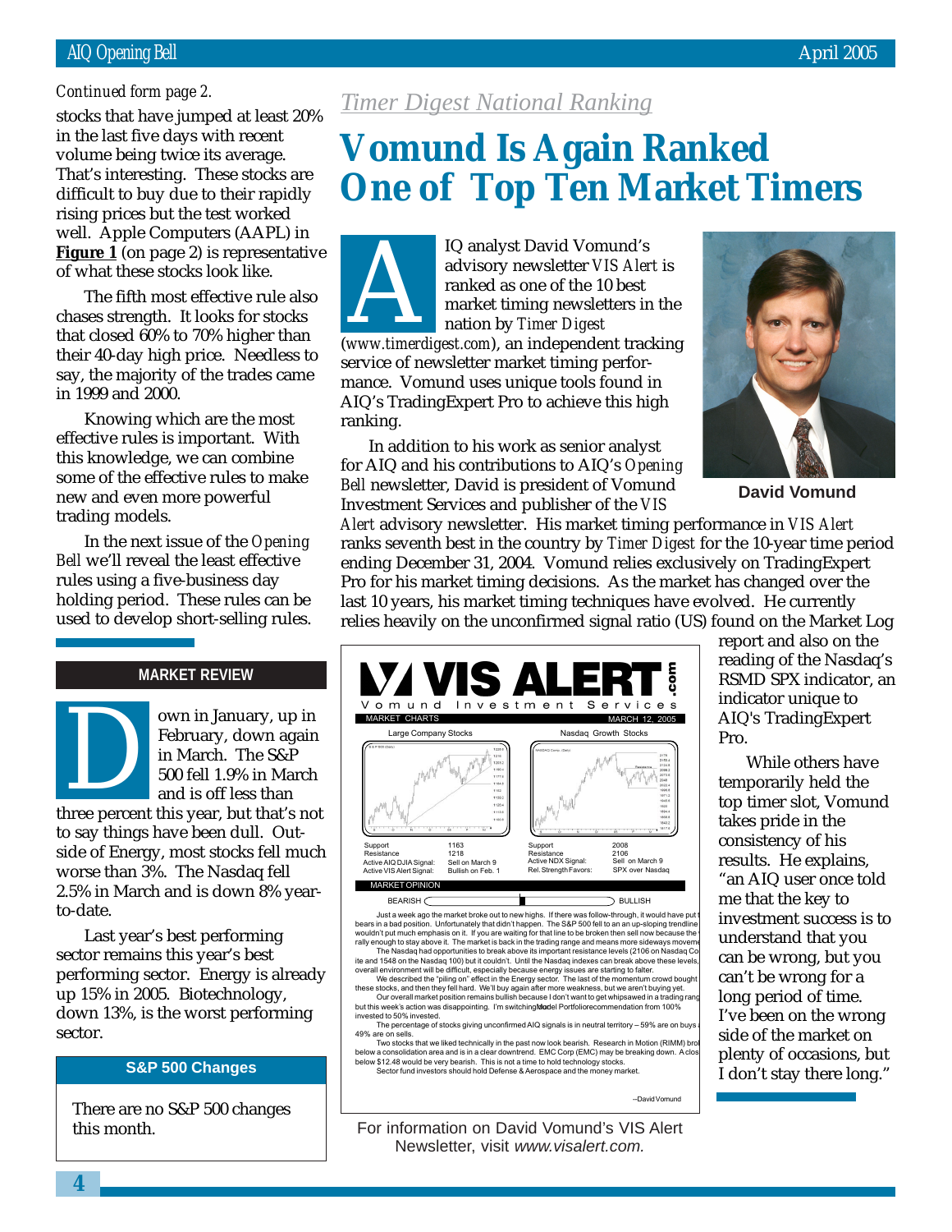*Continued form page 2.*

stocks that have jumped at least 20% in the last five days with recent volume being twice its average. That's interesting. These stocks are difficult to buy due to their rapidly rising prices but the test worked well. Apple Computers (AAPL) in **Figure 1** (on page 2) is representative of what these stocks look like.

The fifth most effective rule also chases strength. It looks for stocks that closed 60% to 70% higher than their 40-day high price. Needless to say, the majority of the trades came in 1999 and 2000.

Knowing which are the most effective rules is important. With this knowledge, we can combine some of the effective rules to make new and even more powerful trading models.

In the next issue of the *Opening Bell* we'll reveal the least effective rules using a five-business day holding period. These rules can be used to develop short-selling rules.

## MARKET REVIEW

Down in January, up in February, down again in March. The S&P 500 fell 1.9% in March and is off less than three percent this year, but that's not to say things have been dull. Outside of Energy, most stocks fell much worse than 3%. The Nasdaq fell 2.5% in March and is down 8% year-to-date.

Last year's best performing sector remains this year's best performing sector. Energy is already up 15% in 2005. Biotechnology, down 13%, is the worst performing sector.

### S&P 500 Changes

There are no S&P 500 changes this month.

*Timer Digest National Ranking*

# Vomund Is Again Ranked One of Top Ten Market Timers

AIQ analyst David Vomund's advisory newsletter *VIS Alert* is ranked as one of the 10 best market timing newsletters in the nation by *Timer Digest* (*www.timerdigest.com*), an independent tracking service of newsletter market timing performance. Vomund uses unique tools found in AIQ's TradingExpert Pro to achieve this high ranking.

**David Vomund**

In addition to his work as senior analyst for AIQ and his contributions to AIQ's *Opening Bell* newsletter, David is president of Vomund Investment Services and publisher of the *VIS Alert* advisory newsletter. His market timing performance in *VIS Alert* ranks seventh best in the country by *Timer Digest* for the 10-year time period ending December 31, 2004. Vomund relies exclusively on TradingExpert Pro for his market timing decisions. As the market has changed over the last 10 years, his market timing techniques have evolved. He currently relies heavily on the unconfirmed signal ratio (US) found on the Market Log report and also on the reading of the Nasdaq's RSMD SPX indicator, an indicator unique to AIQ's TradingExpert Pro.

While others have temporarily held the top timer slot, Vomund takes pride in the consistency of his results. He explains, "an AIQ user once told me that the key to investment success is to understand that you can be wrong, but you can't be wrong for a long period of time. I've been on the wrong side of the market on plenty of occasions, but I don't stay there long."

For information on David Vomund's VIS Alert Newsletter, visit *www.visalert.com.*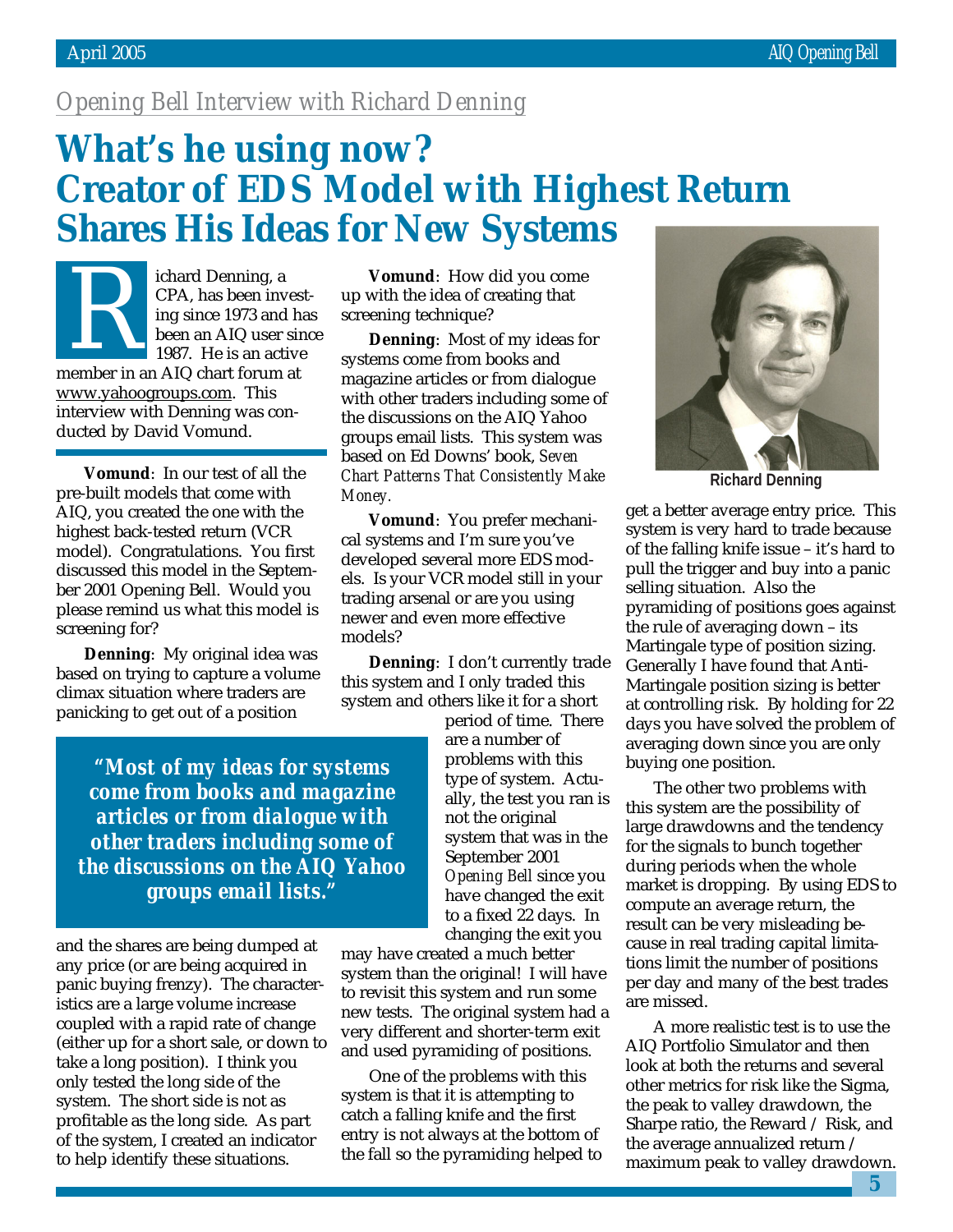*Opening Bell Interview with Richard Denning*

# What's he using now? Creator of EDS Model with Highest Return Shares His Ideas for New Systems

Richard Denning, a CPA, has been investing since 1973 and has been an AIQ user since 1987. He is an active member in an AIQ chart forum at www.yahoogroups.com. This interview with Denning was conducted by David Vomund.

**Vomund**: In our test of all the pre-built models that come with AIQ, you created the one with the highest back-tested return (VCR model). Congratulations. You first discussed this model in the September 2001 Opening Bell. Would you please remind us what this model is screening for?

**Denning**: My original idea was based on trying to capture a volume climax situation where traders are panicking to get out of a position and the shares are being dumped at any price (or are being acquired in panic buying frenzy). The characteristics are a large volume increase coupled with a rapid rate of change (either up for a short sale, or down to take a long position). I think you only tested the long side of the system. The short side is not as profitable as the long side. As part of the system, I created an indicator to help identify these situations.

**Vomund**: How did you come up with the idea of creating that screening technique?

**Denning**: Most of my ideas for systems come from books and magazine articles or from dialogue with other traders including some of the discussions on the AIQ Yahoo groups email lists. This system was based on Ed Downs' book, *Seven Chart Patterns That Consistently Make Money.*

**Vomund**: You prefer mechanical systems and I'm sure you've developed several more EDS models. Is your VCR model still in your trading arsenal or are you using newer and even more effective models?

**Denning**: I don't currently trade this system and I only traded this system and others like it for a short period of time. There are a number of problems with this type of system. Actually, the test you ran is not the original system that was in the September 2001 *Opening Bell* since you have changed the exit to a fixed 22 days. In changing the exit you may have created a much better system than the original! I will have to revisit this system and run some new tests. The original system had a very different and shorter-term exit and used pyramiding of positions.

> ***"Most of my ideas for systems come from books and magazine articles or from dialogue with other traders including some of the discussions on the AIQ Yahoo groups email lists."***

One of the problems with this system is that it is attempting to catch a falling knife and the first entry is not always at the bottom of the fall so the pyramiding helped to get a better average entry price. This system is very hard to trade because of the falling knife issue – it's hard to pull the trigger and buy into a panic selling situation. Also the pyramiding of positions goes against the rule of averaging down – its Martingale type of position sizing. Generally I have found that Anti-Martingale position sizing is better at controlling risk. By holding for 22 days you have solved the problem of averaging down since you are only buying one position.

The other two problems with this system are the possibility of large drawdowns and the tendency for the signals to bunch together during periods when the whole market is dropping. By using EDS to compute an average return, the result can be very misleading because in real trading capital limitations limit the number of positions per day and many of the best trades are missed.

A more realistic test is to use the AIQ Portfolio Simulator and then look at both the returns and several other metrics for risk like the Sigma, the peak to valley drawdown, the Sharpe ratio, the Reward / Risk, and the average annualized return / maximum peak to valley drawdown.

Richard Denning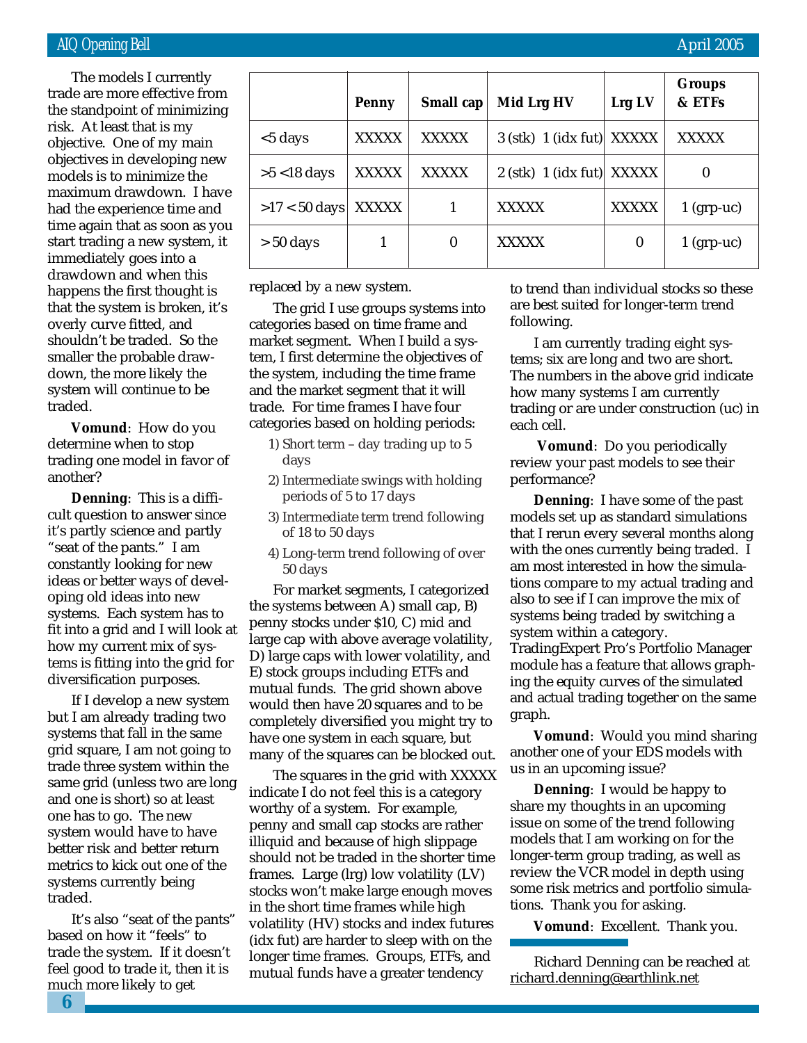The models I currently trade are more effective from the standpoint of minimizing risk. At least that is my objective. One of my main objectives in developing new models is to minimize the maximum drawdown. I have had the experience time and time again that as soon as you start trading a new system, it immediately goes into a drawdown and when this happens the first thought is that the system is broken, it's overly curve fitted, and shouldn't be traded. So the smaller the probable drawdown, the more likely the system will continue to be traded.

**Vomund**: How do you determine when to stop trading one model in favor of another?

**Denning**: This is a difficult question to answer since it's partly science and partly "seat of the pants." I am constantly looking for new ideas or better ways of developing old ideas into new systems. Each system has to fit into a grid and I will look at how my current mix of systems is fitting into the grid for diversification purposes.

If I develop a new system but I am already trading two systems that fall in the same grid square, I am not going to trade three system within the same grid (unless two are long and one is short) so at least one has to go. The new system would have to have better risk and better return metrics to kick out one of the systems currently being traded.

It's also "seat of the pants" based on how it "feels" to trade the system. If it doesn't feel good to trade it, then it is much more likely to get replaced by a new system.

| | Penny | Small cap | Mid Lrg HV | Lrg LV | Groups & ETFs |
|---|---|---|---|---|---|
| <5 days | XXXXX | XXXXX | 3 (stk) 1 (idx fut) | XXXXX | XXXXX |
| >5 <18 days | XXXXX | XXXXX | 2 (stk) 1 (idx fut) | XXXXX | 0 |
| >17 < 50 days | XXXXX | 1 | XXXXX | XXXXX | 1 (grp-uc) |
| > 50 days | 1 | 0 | XXXXX | 0 | 1 (grp-uc) |

The grid I use groups systems into categories based on time frame and market segment. When I build a system, I first determine the objectives of the system, including the time frame and the market segment that it will trade. For time frames I have four categories based on holding periods:

1) Short term – day trading up to 5 days
2) Intermediate swings with holding periods of 5 to 17 days
3) Intermediate term trend following of 18 to 50 days
4) Long-term trend following of over 50 days

For market segments, I categorized the systems between A) small cap, B) penny stocks under $10, C) mid and large cap with above average volatility, D) large caps with lower volatility, and E) stock groups including ETFs and mutual funds. The grid shown above would then have 20 squares and to be completely diversified you might try to have one system in each square, but many of the squares can be blocked out.

The squares in the grid with XXXXX indicate I do not feel this is a category worthy of a system. For example, penny and small cap stocks are rather illiquid and because of high slippage should not be traded in the shorter time frames. Large (lrg) low volatility (LV) stocks won't make large enough moves in the short time frames while high volatility (HV) stocks and index futures (idx fut) are harder to sleep with on the longer time frames. Groups, ETFs, and mutual funds have a greater tendency to trend than individual stocks so these are best suited for longer-term trend following.

I am currently trading eight systems; six are long and two are short. The numbers in the above grid indicate how many systems I am currently trading or are under construction (uc) in each cell.

**Vomund**: Do you periodically review your past models to see their performance?

**Denning**: I have some of the past models set up as standard simulations that I rerun every several months along with the ones currently being traded. I am most interested in how the simulations compare to my actual trading and also to see if I can improve the mix of systems being traded by switching a system within a category. TradingExpert Pro's Portfolio Manager module has a feature that allows graphing the equity curves of the simulated and actual trading together on the same graph.

**Vomund**: Would you mind sharing another one of your EDS models with us in an upcoming issue?

**Denning**: I would be happy to share my thoughts in an upcoming issue on some of the trend following models that I am working on for the longer-term group trading, as well as review the VCR model in depth using some risk metrics and portfolio simulations. Thank you for asking.

**Vomund**: Excellent. Thank you.

---

Richard Denning can be reached at richard.denning@earthlink.net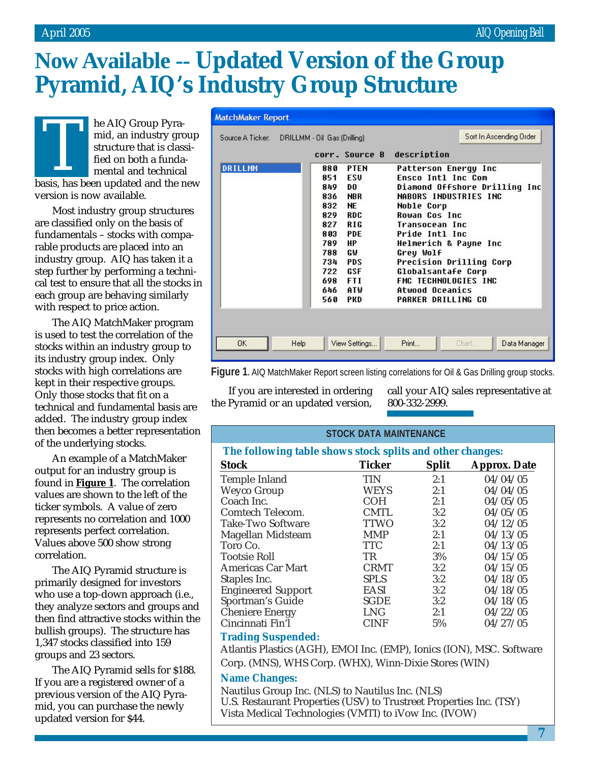# Now Available -- Updated Version of the Group Pyramid, AIQ's Industry Group Structure

The AIQ Group Pyramid, an industry group structure that is classified on both a fundamental and technical basis, has been updated and the new version is now available.

Most industry group structures are classified only on the basis of fundamentals – stocks with comparable products are placed into an industry group. AIQ has taken it a step further by performing a technical test to ensure that all the stocks in each group are behaving similarly with respect to price action.

The AIQ MatchMaker program is used to test the correlation of the stocks within an industry group to its industry group index. Only stocks with high correlations are kept in their respective groups. Only those stocks that fit on a technical and fundamental basis are added. The industry group index then becomes a better representation of the underlying stocks.

An example of a MatchMaker output for an industry group is found in **Figure 1**. The correlation values are shown to the left of the ticker symbols. A value of zero represents no correlation and 1000 represents perfect correlation. Values above 500 show strong correlation.

The AIQ Pyramid structure is primarily designed for investors who use a top-down approach (i.e., they analyze sectors and groups and then find attractive stocks within the bullish groups). The structure has 1,347 stocks classified into 159 groups and 23 sectors.

The AIQ Pyramid sells for $188. If you are a registered owner of a previous version of the AIQ Pyramid, you can purchase the newly updated version for $44.

**MatchMaker Report**

Source A Ticker: DRILLMM - Oil Gas (Drilling)

| corr. | Source B | description |
|---|---|---|
| 880 | PTEN | Patterson Energy Inc |
| 851 | ESV | Ensco Intl Inc Com |
| 849 | DO | Diamond Offshore Drilling Inc |
| 836 | NBR | NABORS INDUSTRIES INC |
| 832 | NE | Noble Corp |
| 829 | RDC | Rowan Cos Inc |
| 827 | RIG | Transocean Inc |
| 803 | PDE | Pride Intl Inc |
| 789 | HP | Helmerich & Payne Inc |
| 788 | GW | Grey Wolf |
| 734 | PDS | Precision Drilling Corp |
| 722 | GSF | Globalsantafe Corp |
| 698 | FTI | FMC TECHNOLOGIES INC |
| 646 | ATW | Atwood Oceanics |
| 560 | PKD | PARKER DRILLING CO |

**Figure 1**. AIQ MatchMaker Report screen listing correlations for Oil & Gas Drilling group stocks.

If you are interested in ordering the Pyramid or an updated version, call your AIQ sales representative at 800-332-2999.

## STOCK DATA MAINTENANCE

**The following table shows stock splits and other changes:**

| Stock | Ticker | Split | Approx. Date |
|---|---|---|---|
| Temple Inland | TIN | 2:1 | 04/04/05 |
| Weyco Group | WEYS | 2:1 | 04/04/05 |
| Coach Inc. | COH | 2:1 | 04/05/05 |
| Comtech Telecom. | CMTL | 3:2 | 04/05/05 |
| Take-Two Software | TTWO | 3:2 | 04/12/05 |
| Magellan Midsteam | MMP | 2:1 | 04/13/05 |
| Toro Co. | TTC | 2:1 | 04/13/05 |
| Tootsie Roll | TR | 3% | 04/15/05 |
| Americas Car Mart | CRMT | 3:2 | 04/15/05 |
| Staples Inc. | SPLS | 3:2 | 04/18/05 |
| Engineered Support | EASI | 3:2 | 04/18/05 |
| Sportman's Guide | SGDE | 3:2 | 04/18/05 |
| Cheniere Energy | LNG | 2:1 | 04/22/05 |
| Cincinnati Fin'l | CINF | 5% | 04/27/05 |

**Trading Suspended:**

Atlantis Plastics (AGH), EMOI Inc. (EMP), Ionics (ION), MSC. Software Corp. (MNS), WHS Corp. (WHX), Winn-Dixie Stores (WIN)

**Name Changes:**

Nautilus Group Inc. (NLS) to Nautilus Inc. (NLS)
U.S. Restaurant Properties (USV) to Trustreet Properties Inc. (TSY)
Vista Medical Technologies (VMTI) to iVow Inc. (IVOW)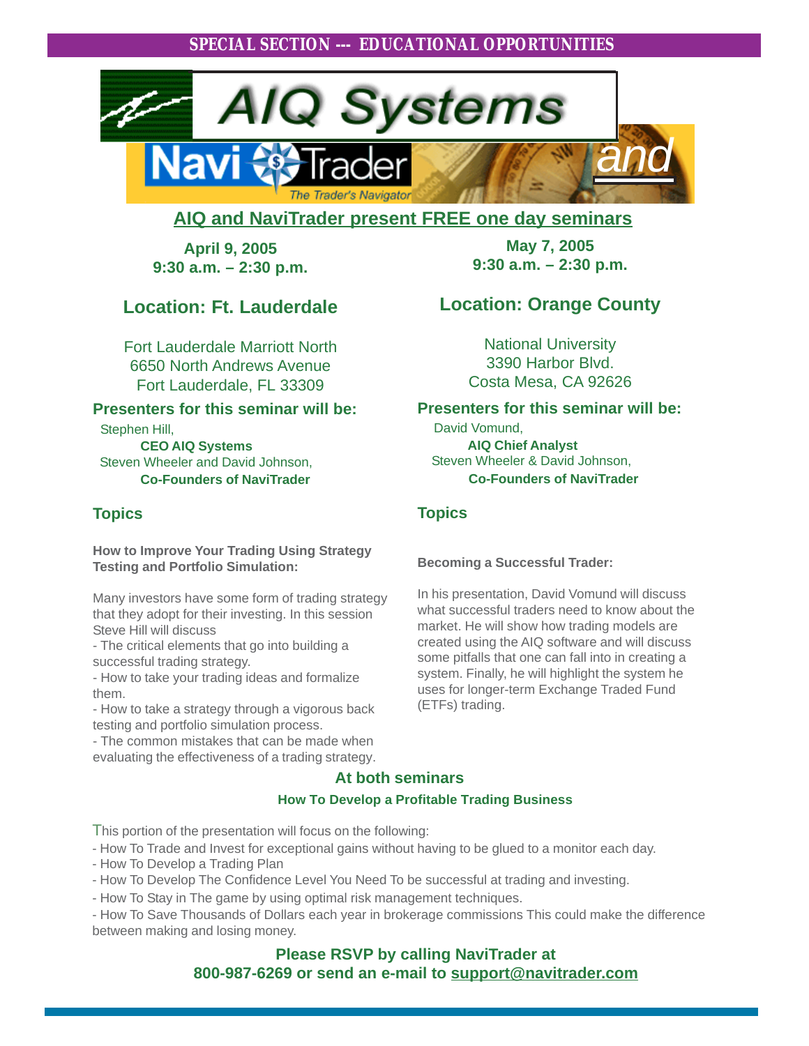SPECIAL SECTION --- EDUCATIONAL OPPORTUNITIES

# AIQ Systems and NaviTrader

*The Trader's Navigator*

## AIQ and NaviTrader present FREE one day seminars

**April 9, 2005**
**9:30 a.m. – 2:30 p.m.**

### Location: Ft. Lauderdale

Fort Lauderdale Marriott North
6650 North Andrews Avenue
Fort Lauderdale, FL 33309

**Presenters for this seminar will be:**

Stephen Hill,
**CEO AIQ Systems**
Steven Wheeler and David Johnson,
**Co-Founders of NaviTrader**

### Topics

**How to Improve Your Trading Using Strategy Testing and Portfolio Simulation:**

Many investors have some form of trading strategy that they adopt for their investing. In this session Steve Hill will discuss

- The critical elements that go into building a successful trading strategy.
- How to take your trading ideas and formalize them.
- How to take a strategy through a vigorous back testing and portfolio simulation process.
- The common mistakes that can be made when evaluating the effectiveness of a trading strategy.

**May 7, 2005**
**9:30 a.m. – 2:30 p.m.**

### Location: Orange County

National University
3390 Harbor Blvd.
Costa Mesa, CA 92626

**Presenters for this seminar will be:**

David Vomund,
**AIQ Chief Analyst**
Steven Wheeler & David Johnson,
**Co-Founders of NaviTrader**

### Topics

**Becoming a Successful Trader:**

In his presentation, David Vomund will discuss what successful traders need to know about the market. He will show how trading models are created using the AIQ software and will discuss some pitfalls that one can fall into in creating a system. Finally, he will highlight the system he uses for longer-term Exchange Traded Fund (ETFs) trading.

## At both seminars

**How To Develop a Profitable Trading Business**

This portion of the presentation will focus on the following:

- How To Trade and Invest for exceptional gains without having to be glued to a monitor each day.
- How To Develop a Trading Plan
- How To Develop The Confidence Level You Need To be successful at trading and investing.
- How To Stay in The game by using optimal risk management techniques.
- How To Save Thousands of Dollars each year in brokerage commissions This could make the difference between making and losing money.

**Please RSVP by calling NaviTrader at 800-987-6269 or send an e-mail to support@navitrader.com**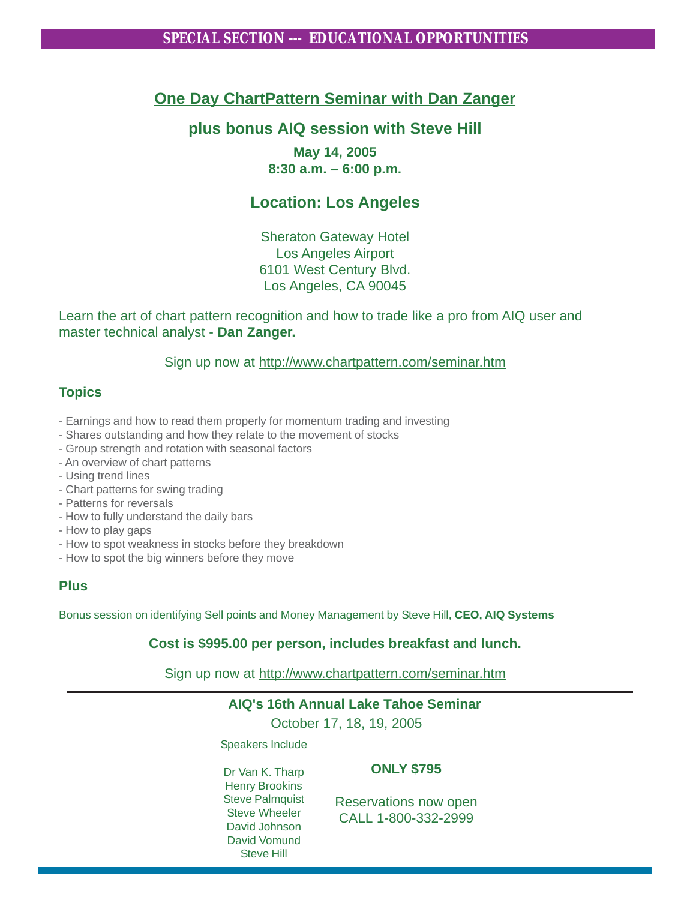## SPECIAL SECTION --- EDUCATIONAL OPPORTUNITIES

## One Day ChartPattern Seminar with Dan Zanger

## plus bonus AIQ session with Steve Hill

**May 14, 2005**
**8:30 a.m. – 6:00 p.m.**

### Location: Los Angeles

Sheraton Gateway Hotel
Los Angeles Airport
6101 West Century Blvd.
Los Angeles, CA 90045

Learn the art of chart pattern recognition and how to trade like a pro from AIQ user and master technical analyst - **Dan Zanger.**

Sign up now at http://www.chartpattern.com/seminar.htm

### Topics

- Earnings and how to read them properly for momentum trading and investing
- Shares outstanding and how they relate to the movement of stocks
- Group strength and rotation with seasonal factors
- An overview of chart patterns
- Using trend lines
- Chart patterns for swing trading
- Patterns for reversals
- How to fully understand the daily bars
- How to play gaps
- How to spot weakness in stocks before they breakdown
- How to spot the big winners before they move

### Plus

Bonus session on identifying Sell points and Money Management by Steve Hill, **CEO, AIQ Systems**

**Cost is $995.00 per person, includes breakfast and lunch.**

Sign up now at http://www.chartpattern.com/seminar.htm

---

## AIQ's 16th Annual Lake Tahoe Seminar

October 17, 18, 19, 2005

Speakers Include

Dr Van K. Tharp
Henry Brookins
Steve Palmquist
Steve Wheeler
David Johnson
David Vomund
Steve Hill

**ONLY $795**

Reservations now open
CALL 1-800-332-2999